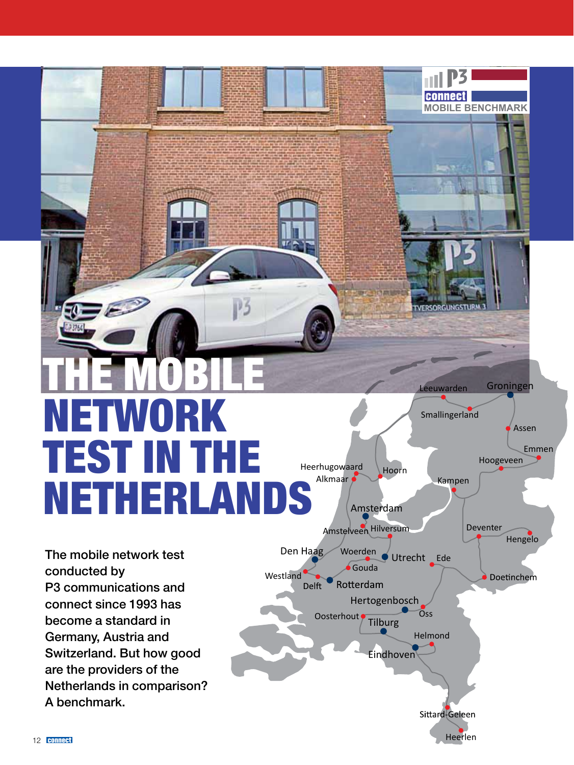# THE MOBILE NETWORK TEST IN THE NETHERLANDS

The mobile network test conducted by P3 communications and connect since 1993 has become a standard in Germany, Austria and Switzerland. But how good are the providers of the Netherlands in comparison? A benchmark.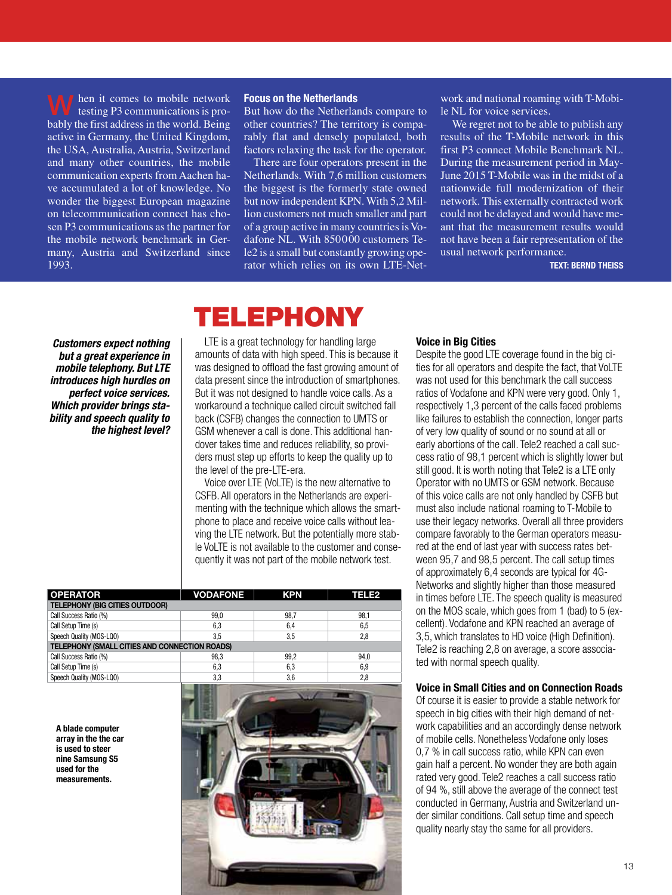When it comes to mobile network testing P3 communications is probably the first address in the world. Being active in Germany, the United Kingdom, the USA, Australia, Austria, Switzerland and many other countries, the mobile communication experts from Aachen have accumulated a lot of knowledge. No wonder the biggest European magazine on telecommunication connect has chosen P3 communications as the partner for the mobile network benchmark in Germany, Austria and Switzerland since 1993.

**Focus on the Netherlands**

But how do the Netherlands compare to other countries? The territory is comparably flat and densely populated, both factors relaxing the task for the operator.

There are four operators present in the Netherlands. With 7,6 million customers the biggest is the formerly state owned but now independent KPN. With 5,2 Million customers not much smaller and part of a group active in many countries is Vodafone NL. With 850000 customers Tele2 is a small but constantly growing operator which relies on its own LTE-Network and national roaming with T-Mobile NL for voice services.

We regret not to be able to publish any results of the T-Mobile network in this first P3 connect Mobile Benchmark NL. During the measurement period in May-June 2015 T-Mobile was in the midst of a nationwide full modernization of their network. This externally contracted work could not be delayed and would have meant that the measurement results would not have been a fair representation of the usual network performance.

**TEXT: BERND THEISS**

# TELEPHONY

***Customers expect nothing but a great experience in mobile telephony. But LTE introduces high hurdles on perfect voice services. Which provider brings stability and speech quality to the highest level?***

LTE is a great technology for handling large amounts of data with high speed. This is because it was designed to offload the fast growing amount of data present since the introduction of smartphones. But it was not designed to handle voice calls. As a workaround a technique called circuit switched fall back (CSFB) changes the connection to UMTS or GSM whenever a call is done. This additional handover takes time and reduces reliability, so providers must step up efforts to keep the quality up to the level of the pre-LTE-era.

Voice over LTE (VoLTE) is the new alternative to CSFB. All operators in the Netherlands are experimenting with the technique which allows the smartphone to place and receive voice calls without leaving the LTE network. But the potentially more stable VoLTE is not available to the customer and consequently it was not part of the mobile network test.

| OPERATOR | VODAFONE | KPN | TELE2 |
|---|---|---|---|
| **TELEPHONY (BIG CITIES OUTDOOR)** | | | |
| Call Success Ratio (%) | 99,0 | 98,7 | 98,1 |
| Call Setup Time (s) | 6,3 | 6,4 | 6,5 |
| Speech Quality (MOS-LQO) | 3,5 | 3,5 | 2,8 |
| **TELEPHONY (SMALL CITIES AND CONNECTION ROADS)** | | | |
| Call Success Ratio (%) | 98,3 | 99,2 | 94,0 |
| Call Setup Time (s) | 6,3 | 6,3 | 6,9 |
| Speech Quality (MOS-LQO) | 3,3 | 3,6 | 2,8 |

**A blade computer array in the the car is used to steer nine Samsung S5 used for the measurements.**

**Voice in Big Cities**

Despite the good LTE coverage found in the big cities for all operators and despite the fact, that VoLTE was not used for this benchmark the call success ratios of Vodafone and KPN were very good. Only 1, respectively 1,3 percent of the calls faced problems like failures to establish the connection, longer parts of very low quality of sound or no sound at all or early abortions of the call. Tele2 reached a call success ratio of 98,1 percent which is slightly lower but still good. It is worth noting that Tele2 is a LTE only Operator with no UMTS or GSM network. Because of this voice calls are not only handled by CSFB but must also include national roaming to T-Mobile to use their legacy networks. Overall all three providers compare favorably to the German operators measured at the end of last year with success rates between 95,7 and 98,5 percent. The call setup times of approximately 6,4 seconds are typical for 4G-Networks and slightly higher than those measured in times before LTE. The speech quality is measured on the MOS scale, which goes from 1 (bad) to 5 (excellent). Vodafone and KPN reached an average of 3,5, which translates to HD voice (High Definition). Tele2 is reaching 2,8 on average, a score associated with normal speech quality.

**Voice in Small Cities and on Connection Roads**

Of course it is easier to provide a stable network for speech in big cities with their high demand of network capabilities and an accordingly dense network of mobile cells. Nonetheless Vodafone only loses 0,7 % in call success ratio, while KPN can even gain half a percent. No wonder they are both again rated very good. Tele2 reaches a call success ratio of 94 %, still above the average of the connect test conducted in Germany, Austria and Switzerland under similar conditions. Call setup time and speech quality nearly stay the same for all providers.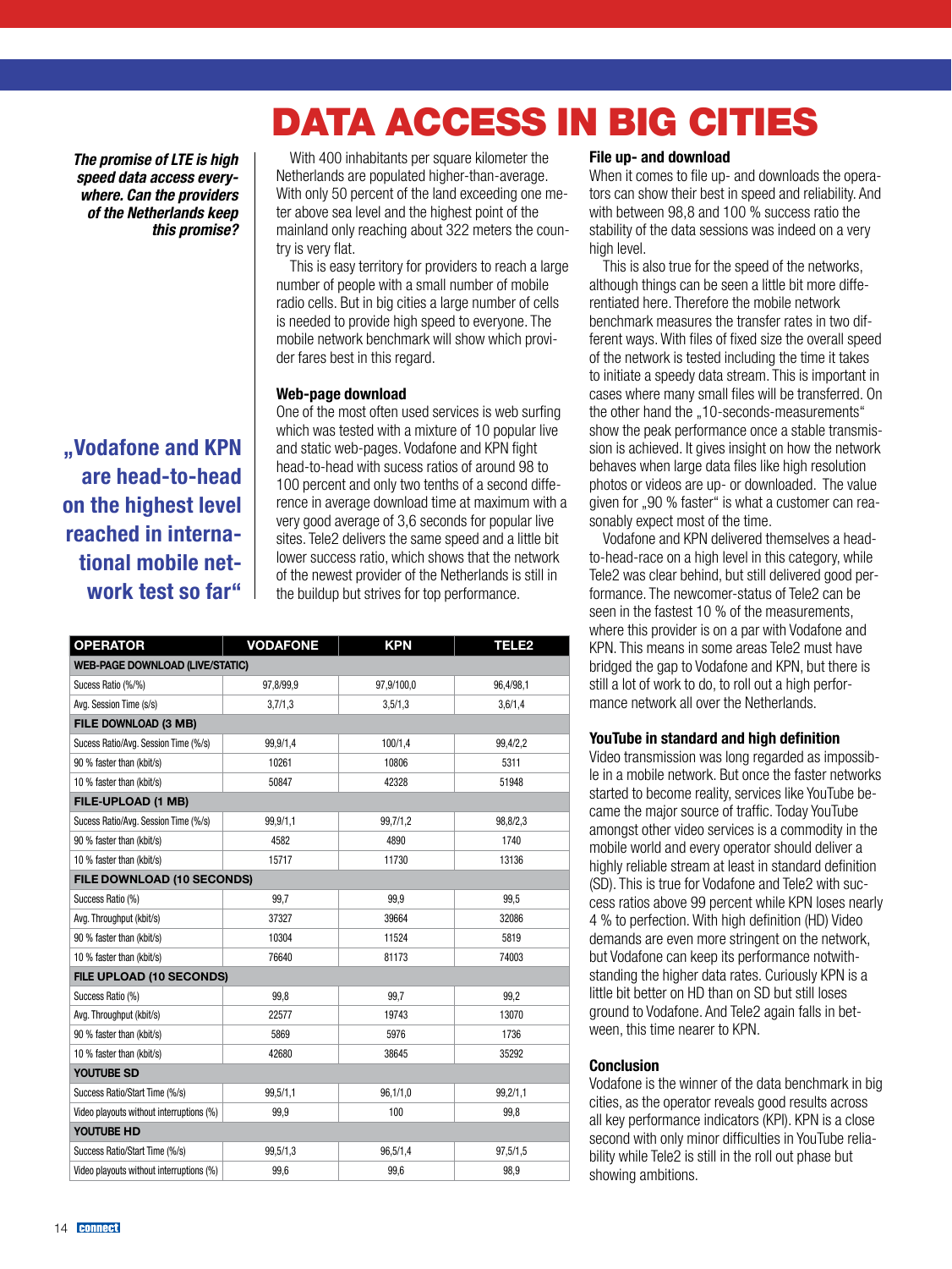# DATA ACCESS IN BIG CITIES

***The promise of LTE is high speed data access everywhere. Can the providers of the Netherlands keep this promise?***

With 400 inhabitants per square kilometer the Netherlands are populated higher-than-average. With only 50 percent of the land exceeding one meter above sea level and the highest point of the mainland only reaching about 322 meters the country is very flat.

This is easy territory for providers to reach a large number of people with a small number of mobile radio cells. But in big cities a large number of cells is needed to provide high speed to everyone. The mobile network benchmark will show which provider fares best in this regard.

**„Vodafone and KPN are head-to-head on the highest level reached in international mobile network test so far“**

### Web-page download

One of the most often used services is web surfing which was tested with a mixture of 10 popular live and static web-pages. Vodafone and KPN fight head-to-head with sucess ratios of around 98 to 100 percent and only two tenths of a second difference in average download time at maximum with a very good average of 3,6 seconds for popular live sites. Tele2 delivers the same speed and a little bit lower success ratio, which shows that the network of the newest provider of the Netherlands is still in the buildup but strives for top performance.

| OPERATOR | VODAFONE | KPN | TELE2 |
|---|---|---|---|
| **WEB-PAGE DOWNLOAD (LIVE/STATIC)** | | | |
| Sucess Ratio (%/%) | 97,8/99,9 | 97,9/100,0 | 96,4/98,1 |
| Avg. Session Time (s/s) | 3,7/1,3 | 3,5/1,3 | 3,6/1,4 |
| **FILE DOWNLOAD (3 MB)** | | | |
| Sucess Ratio/Avg. Session Time (%/s) | 99,9/1,4 | 100/1,4 | 99,4/2,2 |
| 90 % faster than (kbit/s) | 10261 | 10806 | 5311 |
| 10 % faster than (kbit/s) | 50847 | 42328 | 51948 |
| **FILE-UPLOAD (1 MB)** | | | |
| Sucess Ratio/Avg. Session Time (%/s) | 99,9/1,1 | 99,7/1,2 | 98,8/2,3 |
| 90 % faster than (kbit/s) | 4582 | 4890 | 1740 |
| 10 % faster than (kbit/s) | 15717 | 11730 | 13136 |
| **FILE DOWNLOAD (10 SECONDS)** | | | |
| Success Ratio (%) | 99,7 | 99,9 | 99,5 |
| Avg. Throughput (kbit/s) | 37327 | 39664 | 32086 |
| 90 % faster than (kbit/s) | 10304 | 11524 | 5819 |
| 10 % faster than (kbit/s) | 76640 | 81173 | 74003 |
| **FILE UPLOAD (10 SECONDS)** | | | |
| Success Ratio (%) | 99,8 | 99,7 | 99,2 |
| Avg. Throughput (kbit/s) | 22577 | 19743 | 13070 |
| 90 % faster than (kbit/s) | 5869 | 5976 | 1736 |
| 10 % faster than (kbit/s) | 42680 | 38645 | 35292 |
| **YOUTUBE SD** | | | |
| Success Ratio/Start Time (%/s) | 99,5/1,1 | 96,1/1,0 | 99,2/1,1 |
| Video playouts without interruptions (%) | 99,9 | 100 | 99,8 |
| **YOUTUBE HD** | | | |
| Success Ratio/Start Time (%/s) | 99,5/1,3 | 96,5/1,4 | 97,5/1,5 |
| Video playouts without interruptions (%) | 99,6 | 99,6 | 98,9 |

### File up- and download

When it comes to file up- and downloads the operators can show their best in speed and reliability. And with between 98,8 and 100 % success ratio the stability of the data sessions was indeed on a very high level.

This is also true for the speed of the networks, although things can be seen a little bit more differentiated here. Therefore the mobile network benchmark measures the transfer rates in two different ways. With files of fixed size the overall speed of the network is tested including the time it takes to initiate a speedy data stream. This is important in cases where many small files will be transferred. On the other hand the „10-seconds-measurements“ show the peak performance once a stable transmission is achieved. It gives insight on how the network behaves when large data files like high resolution photos or videos are up- or downloaded. The value given for „90 % faster“ is what a customer can reasonably expect most of the time.

Vodafone and KPN delivered themselves a head-to-head-race on a high level in this category, while Tele2 was clear behind, but still delivered good performance. The newcomer-status of Tele2 can be seen in the fastest 10 % of the measurements, where this provider is on a par with Vodafone and KPN. This means in some areas Tele2 must have bridged the gap to Vodafone and KPN, but there is still a lot of work to do, to roll out a high performance network all over the Netherlands.

### YouTube in standard and high definition

Video transmission was long regarded as impossible in a mobile network. But once the faster networks started to become reality, services like YouTube became the major source of traffic. Today YouTube amongst other video services is a commodity in the mobile world and every operator should deliver a highly reliable stream at least in standard definition (SD). This is true for Vodafone and Tele2 with success ratios above 99 percent while KPN loses nearly 4 % to perfection. With high definition (HD) Video demands are even more stringent on the network, but Vodafone can keep its performance notwithstanding the higher data rates. Curiously KPN is a little bit better on HD than on SD but still loses ground to Vodafone. And Tele2 again falls in between, this time nearer to KPN.

### Conclusion

Vodafone is the winner of the data benchmark in big cities, as the operator reveals good results across all key performance indicators (KPI). KPN is a close second with only minor difficulties in YouTube reliability while Tele2 is still in the roll out phase but showing ambitions.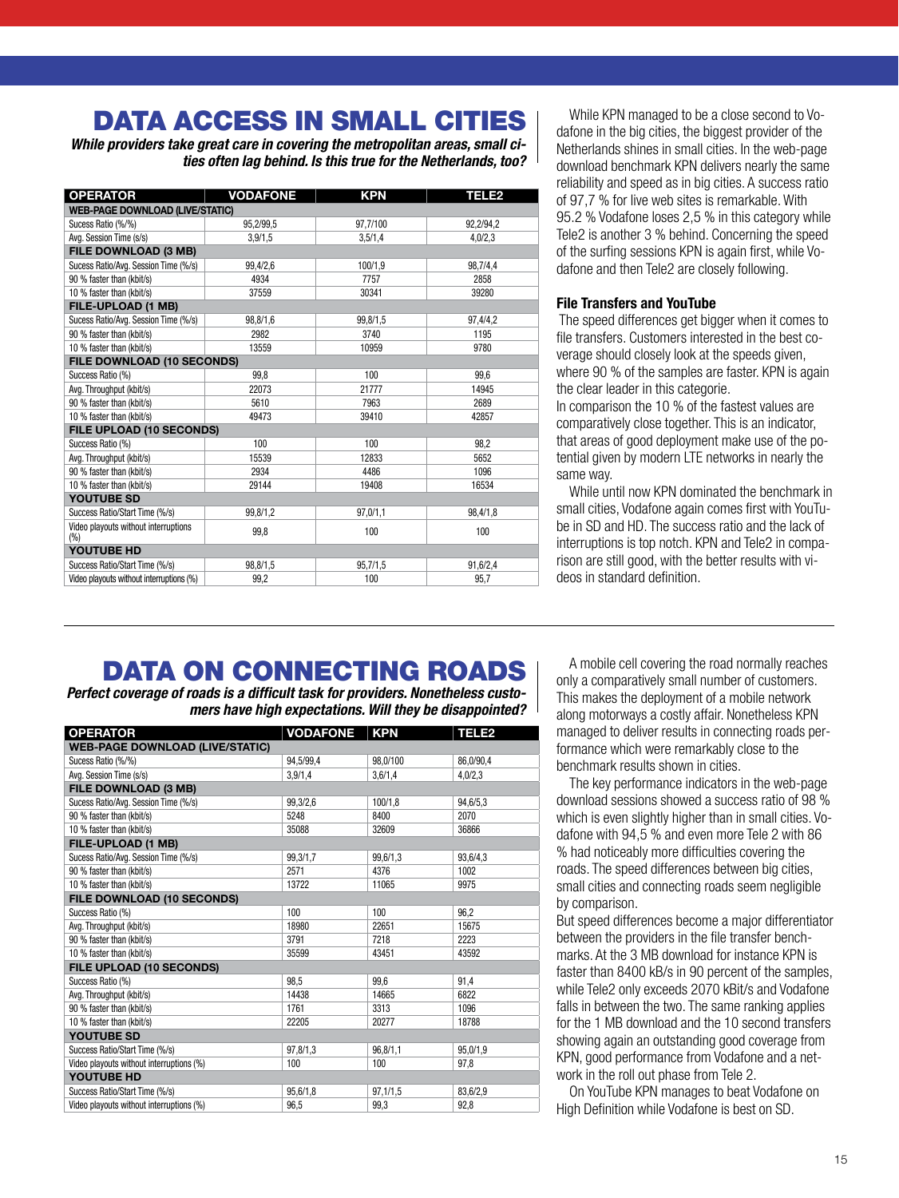# DATA ACCESS IN SMALL CITIES

***While providers take great care in covering the metropolitan areas, small cities often lag behind. Is this true for the Netherlands, too?***

| OPERATOR | VODAFONE | KPN | TELE2 |
|---|---|---|---|
| **WEB-PAGE DOWNLOAD (LIVE/STATIC)** | | | |
| Sucess Ratio (%/%) | 95,2/99,5 | 97,7/100 | 92,2/94,2 |
| Avg. Session Time (s/s) | 3,9/1,5 | 3,5/1,4 | 4,0/2,3 |
| **FILE DOWNLOAD (3 MB)** | | | |
| Sucess Ratio/Avg. Session Time (%/s) | 99,4/2,6 | 100/1,9 | 98,7/4,4 |
| 90 % faster than (kbit/s) | 4934 | 7757 | 2858 |
| 10 % faster than (kbit/s) | 37559 | 30341 | 39280 |
| **FILE-UPLOAD (1 MB)** | | | |
| Sucess Ratio/Avg. Session Time (%/s) | 98,8/1,6 | 99,8/1,5 | 97,4/4,2 |
| 90 % faster than (kbit/s) | 2982 | 3740 | 1195 |
| 10 % faster than (kbit/s) | 13559 | 10959 | 9780 |
| **FILE DOWNLOAD (10 SECONDS)** | | | |
| Success Ratio (%) | 99,8 | 100 | 99,6 |
| Avg. Throughput (kbit/s) | 22073 | 21777 | 14945 |
| 90 % faster than (kbit/s) | 5610 | 7963 | 2689 |
| 10 % faster than (kbit/s) | 49473 | 39410 | 42857 |
| **FILE UPLOAD (10 SECONDS)** | | | |
| Success Ratio (%) | 100 | 100 | 98,2 |
| Avg. Throughput (kbit/s) | 15539 | 12833 | 5652 |
| 90 % faster than (kbit/s) | 2934 | 4486 | 1096 |
| 10 % faster than (kbit/s) | 29144 | 19408 | 16534 |
| **YOUTUBE SD** | | | |
| Success Ratio/Start Time (%/s) | 99,8/1,2 | 97,0/1,1 | 98,4/1,8 |
| Video playouts without interruptions (%) | 99,8 | 100 | 100 |
| **YOUTUBE HD** | | | |
| Success Ratio/Start Time (%/s) | 98,8/1,5 | 95,7/1,5 | 91,6/2,4 |
| Video playouts without interruptions (%) | 99,2 | 100 | 95,7 |

While KPN managed to be a close second to Vodafone in the big cities, the biggest provider of the Netherlands shines in small cities. In the web-page download benchmark KPN delivers nearly the same reliability and speed as in big cities. A success ratio of 97,7 % for live web sites is remarkable. With 95.2 % Vodafone loses 2,5 % in this category while Tele2 is another 3 % behind. Concerning the speed of the surfing sessions KPN is again first, while Vodafone and then Tele2 are closely following.

### File Transfers and YouTube

The speed differences get bigger when it comes to file transfers. Customers interested in the best coverage should closely look at the speeds given, where 90 % of the samples are faster. KPN is again the clear leader in this categorie.

In comparison the 10 % of the fastest values are comparatively close together. This is an indicator, that areas of good deployment make use of the potential given by modern LTE networks in nearly the same way.

While until now KPN dominated the benchmark in small cities, Vodafone again comes first with YouTube in SD and HD. The success ratio and the lack of interruptions is top notch. KPN and Tele2 in comparison are still good, with the better results with videos in standard definition.

# DATA ON CONNECTING ROADS

***Perfect coverage of roads is a difficult task for providers. Nonetheless customers have high expectations. Will they be disappointed?***

| OPERATOR | VODAFONE | KPN | TELE2 |
|---|---|---|---|
| **WEB-PAGE DOWNLOAD (LIVE/STATIC)** | | | |
| Sucess Ratio (%/%) | 94,5/99,4 | 98,0/100 | 86,0/90,4 |
| Avg. Session Time (s/s) | 3,9/1,4 | 3,6/1,4 | 4,0/2,3 |
| **FILE DOWNLOAD (3 MB)** | | | |
| Sucess Ratio/Avg. Session Time (%/s) | 99,3/2,6 | 100/1,8 | 94,6/5,3 |
| 90 % faster than (kbit/s) | 5248 | 8400 | 2070 |
| 10 % faster than (kbit/s) | 35088 | 32609 | 36866 |
| **FILE-UPLOAD (1 MB)** | | | |
| Sucess Ratio/Avg. Session Time (%/s) | 99,3/1,7 | 99,6/1,3 | 93,6/4,3 |
| 90 % faster than (kbit/s) | 2571 | 4376 | 1002 |
| 10 % faster than (kbit/s) | 13722 | 11065 | 9975 |
| **FILE DOWNLOAD (10 SECONDS)** | | | |
| Success Ratio (%) | 100 | 100 | 96,2 |
| Avg. Throughput (kbit/s) | 18980 | 22651 | 15675 |
| 90 % faster than (kbit/s) | 3791 | 7218 | 2223 |
| 10 % faster than (kbit/s) | 35599 | 43451 | 43592 |
| **FILE UPLOAD (10 SECONDS)** | | | |
| Success Ratio (%) | 98,5 | 99,6 | 91,4 |
| Avg. Throughput (kbit/s) | 14438 | 14665 | 6822 |
| 90 % faster than (kbit/s) | 1761 | 3313 | 1096 |
| 10 % faster than (kbit/s) | 22205 | 20277 | 18788 |
| **YOUTUBE SD** | | | |
| Success Ratio/Start Time (%/s) | 97,8/1,3 | 96,8/1,1 | 95,0/1,9 |
| Video playouts without interruptions (%) | 100 | 100 | 97,8 |
| **YOUTUBE HD** | | | |
| Success Ratio/Start Time (%/s) | 95,6/1,8 | 97,1/1,5 | 83,6/2,9 |
| Video playouts without interruptions (%) | 96,5 | 99,3 | 92,8 |

A mobile cell covering the road normally reaches only a comparatively small number of customers. This makes the deployment of a mobile network along motorways a costly affair. Nonetheless KPN managed to deliver results in connecting roads performance which were remarkably close to the benchmark results shown in cities.

The key performance indicators in the web-page download sessions showed a success ratio of 98 % which is even slightly higher than in small cities. Vodafone with 94,5 % and even more Tele 2 with 86 % had noticeably more difficulties covering the roads. The speed differences between big cities, small cities and connecting roads seem negligible by comparison.

But speed differences become a major differentiator between the providers in the file transfer benchmarks. At the 3 MB download for instance KPN is faster than 8400 kB/s in 90 percent of the samples, while Tele2 only exceeds 2070 kBit/s and Vodafone falls in between the two. The same ranking applies for the 1 MB download and the 10 second transfers showing again an outstanding good coverage from KPN, good performance from Vodafone and a network in the roll out phase from Tele 2.

On YouTube KPN manages to beat Vodafone on High Definition while Vodafone is best on SD.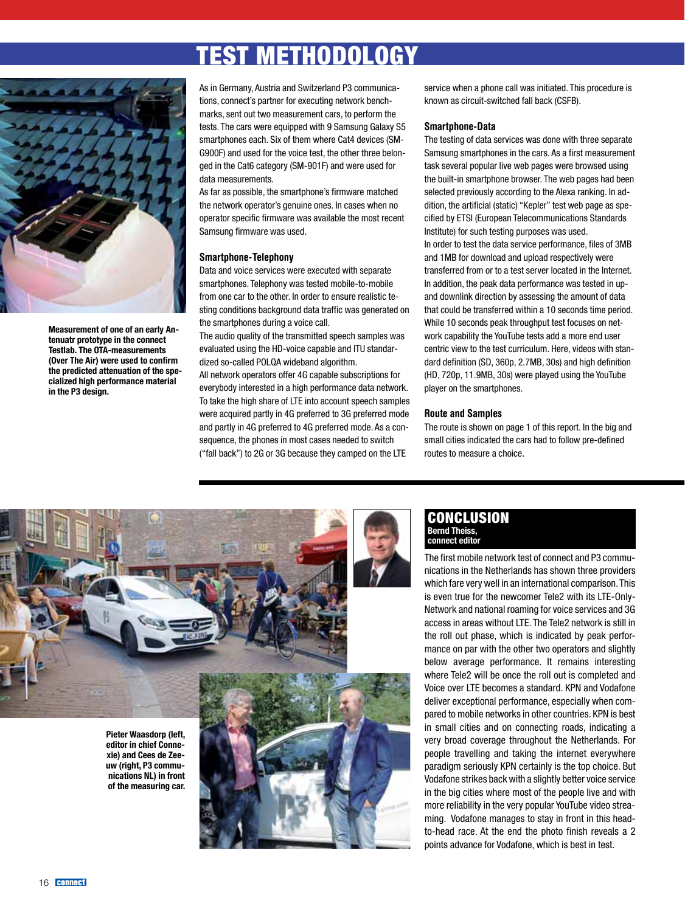# TEST METHODOLOGY

**Measurement of one of an early Antenuatr prototype in the connect Testlab. The OTA-measurements (Over The Air) were used to confirm the predicted attenuation of the specialized high performance material in the P3 design.**

As in Germany, Austria and Switzerland P3 communications, connect's partner for executing network benchmarks, sent out two measurement cars, to perform the tests. The cars were equipped with 9 Samsung Galaxy S5 smartphones each. Six of them where Cat4 devices (SM-G900F) and used for the voice test, the other three belonged in the Cat6 category (SM-901F) and were used for data measurements.

As far as possible, the smartphone's firmware matched the network operator's genuine ones. In cases when no operator specific firmware was available the most recent Samsung firmware was used.

### Smartphone-Telephony

Data and voice services were executed with separate smartphones. Telephony was tested mobile-to-mobile from one car to the other. In order to ensure realistic testing conditions background data traffic was generated on the smartphones during a voice call.

The audio quality of the transmitted speech samples was evaluated using the HD-voice capable and ITU standardized so-called POLQA wideband algorithm.

All network operators offer 4G capable subscriptions for everybody interested in a high performance data network. To take the high share of LTE into account speech samples were acquired partly in 4G preferred to 3G preferred mode and partly in 4G preferred to 4G preferred mode. As a consequence, the phones in most cases needed to switch ("fall back") to 2G or 3G because they camped on the LTE service when a phone call was initiated. This procedure is known as circuit-switched fall back (CSFB).

### Smartphone-Data

The testing of data services was done with three separate Samsung smartphones in the cars. As a first measurement task several popular live web pages were browsed using the built-in smartphone browser. The web pages had been selected previously according to the Alexa ranking. In addition, the artificial (static) "Kepler" test web page as specified by ETSI (European Telecommunications Standards Institute) for such testing purposes was used.

In order to test the data service performance, files of 3MB and 1MB for download and upload respectively were transferred from or to a test server located in the Internet. In addition, the peak data performance was tested in up- and downlink direction by assessing the amount of data that could be transferred within a 10 seconds time period. While 10 seconds peak throughput test focuses on network capability the YouTube tests add a more end user centric view to the test curriculum. Here, videos with standard definition (SD, 360p, 2.7MB, 30s) and high definition (HD, 720p, 11.9MB, 30s) were played using the YouTube player on the smartphones.

### Route and Samples

The route is shown on page 1 of this report. In the big and small cities indicated the cars had to follow pre-defined routes to measure a choice.

**Pieter Waasdorp (left, editor in chief Connexie) and Cees de Zeeuw (right, P3 communications NL) in front of the measuring car.**

## CONCLUSION

**Bernd Theiss, connect editor**

The first mobile network test of connect and P3 communications in the Netherlands has shown three providers which fare very well in an international comparison. This is even true for the newcomer Tele2 with its LTE-Only-Network and national roaming for voice services and 3G access in areas without LTE. The Tele2 network is still in the roll out phase, which is indicated by peak performance on par with the other two operators and slightly below average performance. It remains interesting where Tele2 will be once the roll out is completed and Voice over LTE becomes a standard. KPN and Vodafone deliver exceptional performance, especially when compared to mobile networks in other countries. KPN is best in small cities and on connecting roads, indicating a very broad coverage throughout the Netherlands. For people travelling and taking the internet everywhere paradigm seriously KPN certainly is the top choice. But Vodafone strikes back with a slightly better voice service in the big cities where most of the people live and with more reliability in the very popular YouTube video streaming. Vodafone manages to stay in front in this head-to-head race. At the end the photo finish reveals a 2 points advance for Vodafone, which is best in test.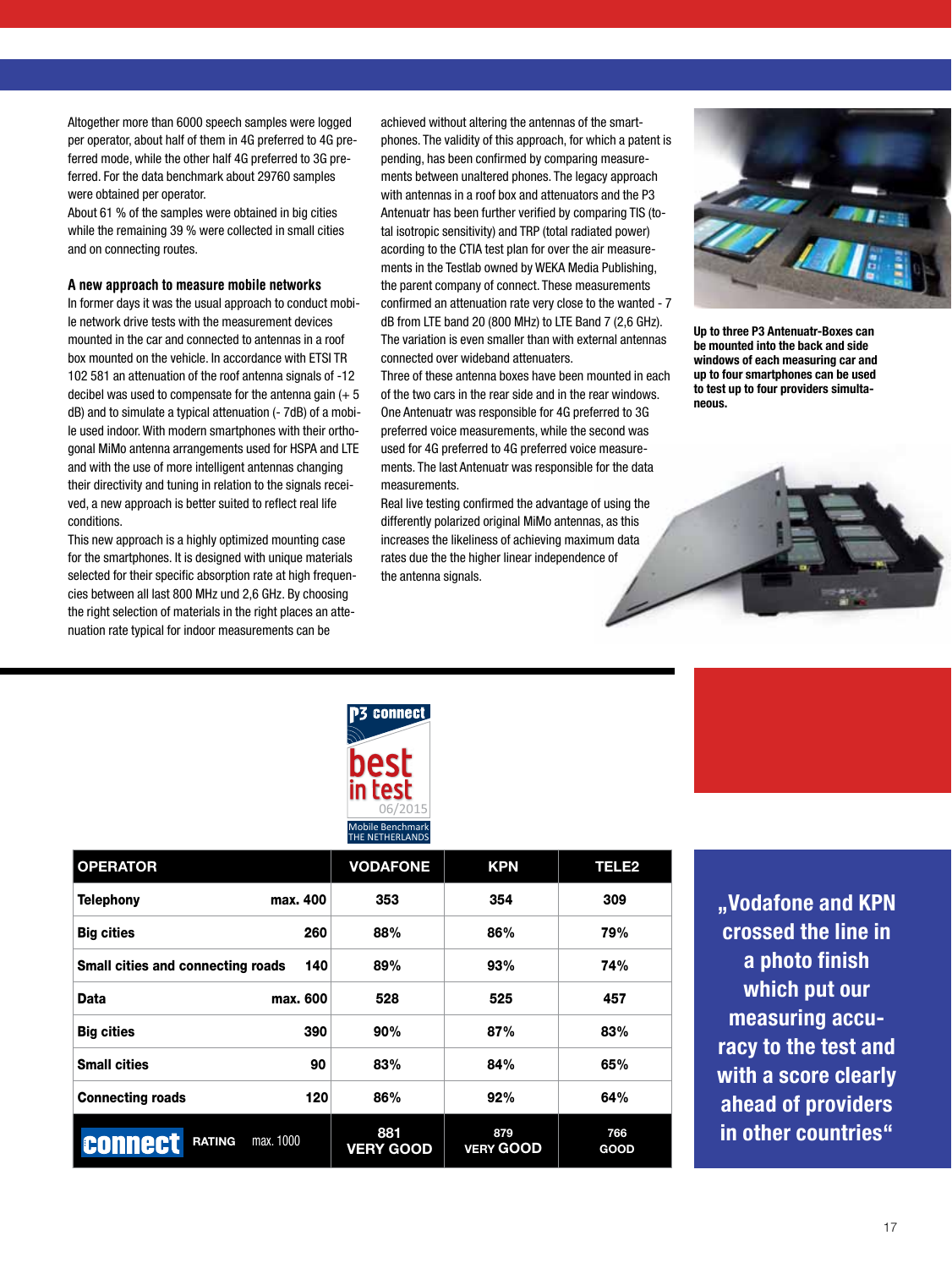Altogether more than 6000 speech samples were logged per operator, about half of them in 4G preferred to 4G preferred mode, while the other half 4G preferred to 3G preferred. For the data benchmark about 29760 samples were obtained per operator.

About 61 % of the samples were obtained in big cities while the remaining 39 % were collected in small cities and on connecting routes.

### A new approach to measure mobile networks

In former days it was the usual approach to conduct mobile network drive tests with the measurement devices mounted in the car and connected to antennas in a roof box mounted on the vehicle. In accordance with ETSI TR 102 581 an attenuation of the roof antenna signals of -12 decibel was used to compensate for the antenna gain (+ 5 dB) and to simulate a typical attenuation (- 7dB) of a mobile used indoor. With modern smartphones with their orthogonal MiMo antenna arrangements used for HSPA and LTE and with the use of more intelligent antennas changing their directivity and tuning in relation to the signals received, a new approach is better suited to reflect real life conditions.

This new approach is a highly optimized mounting case for the smartphones. It is designed with unique materials selected for their specific absorption rate at high frequencies between all last 800 MHz und 2,6 GHz. By choosing the right selection of materials in the right places an attenuation rate typical for indoor measurements can be achieved without altering the antennas of the smartphones. The validity of this approach, for which a patent is pending, has been confirmed by comparing measurements between unaltered phones. The legacy approach with antennas in a roof box and attenuators and the P3 Antenuatr has been further verified by comparing TIS (total isotropic sensitivity) and TRP (total radiated power) acording to the CTIA test plan for over the air measurements in the Testlab owned by WEKA Media Publishing, the parent company of connect. These measurements confirmed an attenuation rate very close to the wanted - 7 dB from LTE band 20 (800 MHz) to LTE Band 7 (2,6 GHz). The variation is even smaller than with external antennas connected over wideband attenuators.

Three of these antenna boxes have been mounted in each of the two cars in the rear side and in the rear windows. One Antenuatr was responsible for 4G preferred to 3G preferred voice measurements, while the second was used for 4G preferred to 4G preferred voice measurements. The last Antenuatr was responsible for the data measurements.

Real live testing confirmed the advantage of using the differently polarized original MiMo antennas, as this increases the likeliness of achieving maximum data rates due the the higher linear independence of the antenna signals.

**Up to three P3 Antenuatr-Boxes can be mounted into the back and side windows of each measuring car and up to four smartphones can be used to test up to four providers simultaneous.**

P3 connect – best in test 06/2015 – Mobile Benchmark THE NETHERLANDS

| OPERATOR | | VODAFONE | KPN | TELE2 |
|---|---|---|---|---|
| **Telephony** | **max. 400** | 353 | 354 | 309 |
| **Big cities** | **260** | 88% | 86% | 79% |
| **Small cities and connecting roads** | **140** | 89% | 93% | 74% |
| **Data** | **max. 600** | 528 | 525 | 457 |
| **Big cities** | **390** | 90% | 87% | 83% |
| **Small cities** | **90** | 83% | 84% | 65% |
| **Connecting roads** | **120** | 86% | 92% | 64% |
| **connect RATING** | max. 1000 | 881 VERY GOOD | 879 VERY GOOD | 766 GOOD |

**„Vodafone and KPN crossed the line in a photo finish which put our measuring accuracy to the test and with a score clearly ahead of providers in other countries“**